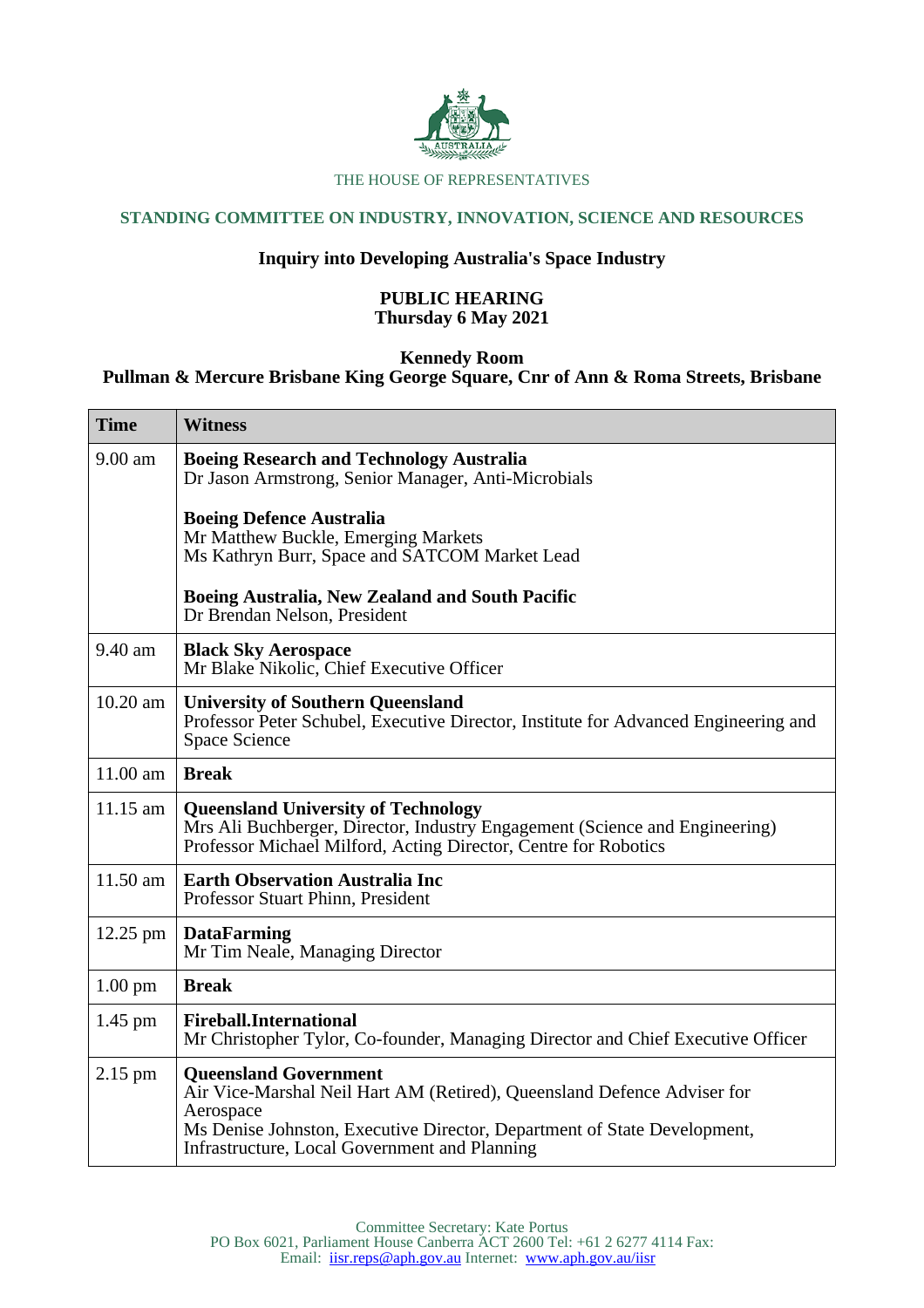THE HOUSE OF REPRESENTATIVES

## STANDING COMMITTEE ON INDUSTRY, INNOVATION, SCIENCE AND RESOURCES

### Inquiry into Developing Australia's Space Industry

**PUBLIC HEARING**
**Thursday 6 May 2021**

**Kennedy Room**
**Pullman & Mercure Brisbane King George Square, Cnr of Ann & Roma Streets, Brisbane**

| Time | Witness |
| --- | --- |
| 9.00 am | **Boeing Research and Technology Australia**<br>Dr Jason Armstrong, Senior Manager, Anti-Microbials<br><br>**Boeing Defence Australia**<br>Mr Matthew Buckle, Emerging Markets<br>Ms Kathryn Burr, Space and SATCOM Market Lead<br><br>**Boeing Australia, New Zealand and South Pacific**<br>Dr Brendan Nelson, President |
| 9.40 am | **Black Sky Aerospace**<br>Mr Blake Nikolic, Chief Executive Officer |
| 10.20 am | **University of Southern Queensland**<br>Professor Peter Schubel, Executive Director, Institute for Advanced Engineering and Space Science |
| 11.00 am | **Break** |
| 11.15 am | **Queensland University of Technology**<br>Mrs Ali Buchberger, Director, Industry Engagement (Science and Engineering)<br>Professor Michael Milford, Acting Director, Centre for Robotics |
| 11.50 am | **Earth Observation Australia Inc**<br>Professor Stuart Phinn, President |
| 12.25 pm | **DataFarming**<br>Mr Tim Neale, Managing Director |
| 1.00 pm | **Break** |
| 1.45 pm | **Fireball.International**<br>Mr Christopher Tylor, Co-founder, Managing Director and Chief Executive Officer |
| 2.15 pm | **Queensland Government**<br>Air Vice-Marshal Neil Hart AM (Retired), Queensland Defence Adviser for Aerospace<br>Ms Denise Johnston, Executive Director, Department of State Development, Infrastructure, Local Government and Planning |

Committee Secretary: Kate Portus
PO Box 6021, Parliament House Canberra ACT 2600 Tel: +61 2 6277 4114 Fax:
Email: iisr.reps@aph.gov.au Internet: www.aph.gov.au/iisr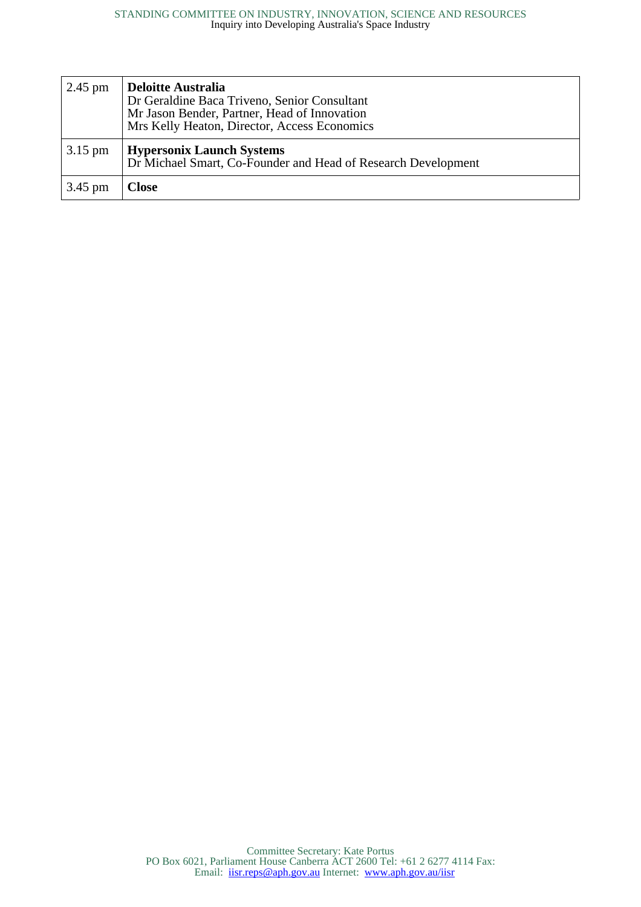| | |
|---|---|
| 2.45 pm | **Deloitte Australia**<br>Dr Geraldine Baca Triveno, Senior Consultant<br>Mr Jason Bender, Partner, Head of Innovation<br>Mrs Kelly Heaton, Director, Access Economics |
| 3.15 pm | **Hypersonix Launch Systems**<br>Dr Michael Smart, Co-Founder and Head of Research Development |
| 3.45 pm | **Close** |

Committee Secretary: Kate Portus
PO Box 6021, Parliament House Canberra ACT 2600 Tel: +61 2 6277 4114 Fax:
Email: iisr.reps@aph.gov.au Internet: www.aph.gov.au/iisr